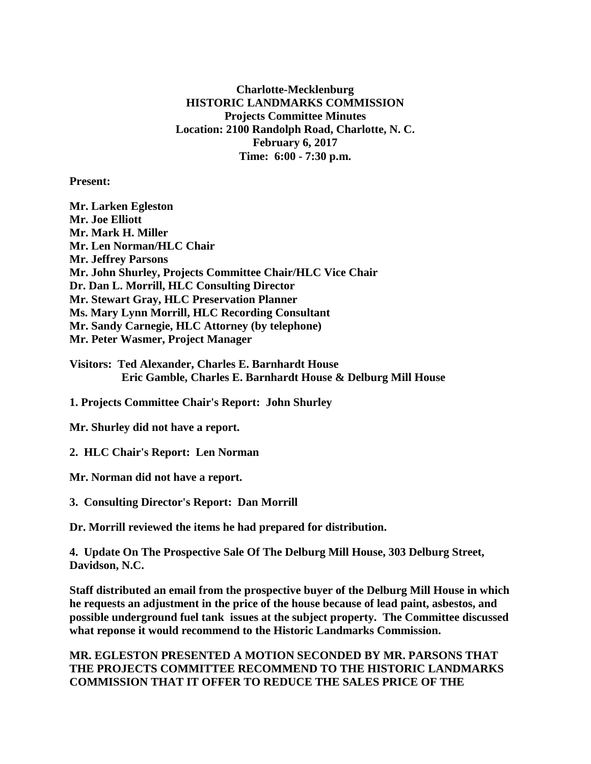**Charlotte-Mecklenburg**
**HISTORIC LANDMARKS COMMISSION**
**Projects Committee Minutes**
**Location: 2100 Randolph Road, Charlotte, N. C.**
**February 6, 2017**
**Time: 6:00 - 7:30 p.m.**

**Present:**

**Mr. Larken Egleston**
**Mr. Joe Elliott**
**Mr. Mark H. Miller**
**Mr. Len Norman/HLC Chair**
**Mr. Jeffrey Parsons**
**Mr. John Shurley, Projects Committee Chair/HLC Vice Chair**
**Dr. Dan L. Morrill, HLC Consulting Director**
**Mr. Stewart Gray, HLC Preservation Planner**
**Ms. Mary Lynn Morrill, HLC Recording Consultant**
**Mr. Sandy Carnegie, HLC Attorney (by telephone)**
**Mr. Peter Wasmer, Project Manager**

**Visitors: Ted Alexander, Charles E. Barnhardt House**
**Eric Gamble, Charles E. Barnhardt House & Delburg Mill House**

**1. Projects Committee Chair's Report: John Shurley**

**Mr. Shurley did not have a report.**

**2. HLC Chair's Report: Len Norman**

**Mr. Norman did not have a report.**

**3. Consulting Director's Report: Dan Morrill**

**Dr. Morrill reviewed the items he had prepared for distribution.**

**4. Update On The Prospective Sale Of The Delburg Mill House, 303 Delburg Street, Davidson, N.C.**

**Staff distributed an email from the prospective buyer of the Delburg Mill House in which he requests an adjustment in the price of the house because of lead paint, asbestos, and possible underground fuel tank issues at the subject property. The Committee discussed what reponse it would recommend to the Historic Landmarks Commission.**

**MR. EGLESTON PRESENTED A MOTION SECONDED BY MR. PARSONS THAT THE PROJECTS COMMITTEE RECOMMEND TO THE HISTORIC LANDMARKS COMMISSION THAT IT OFFER TO REDUCE THE SALES PRICE OF THE**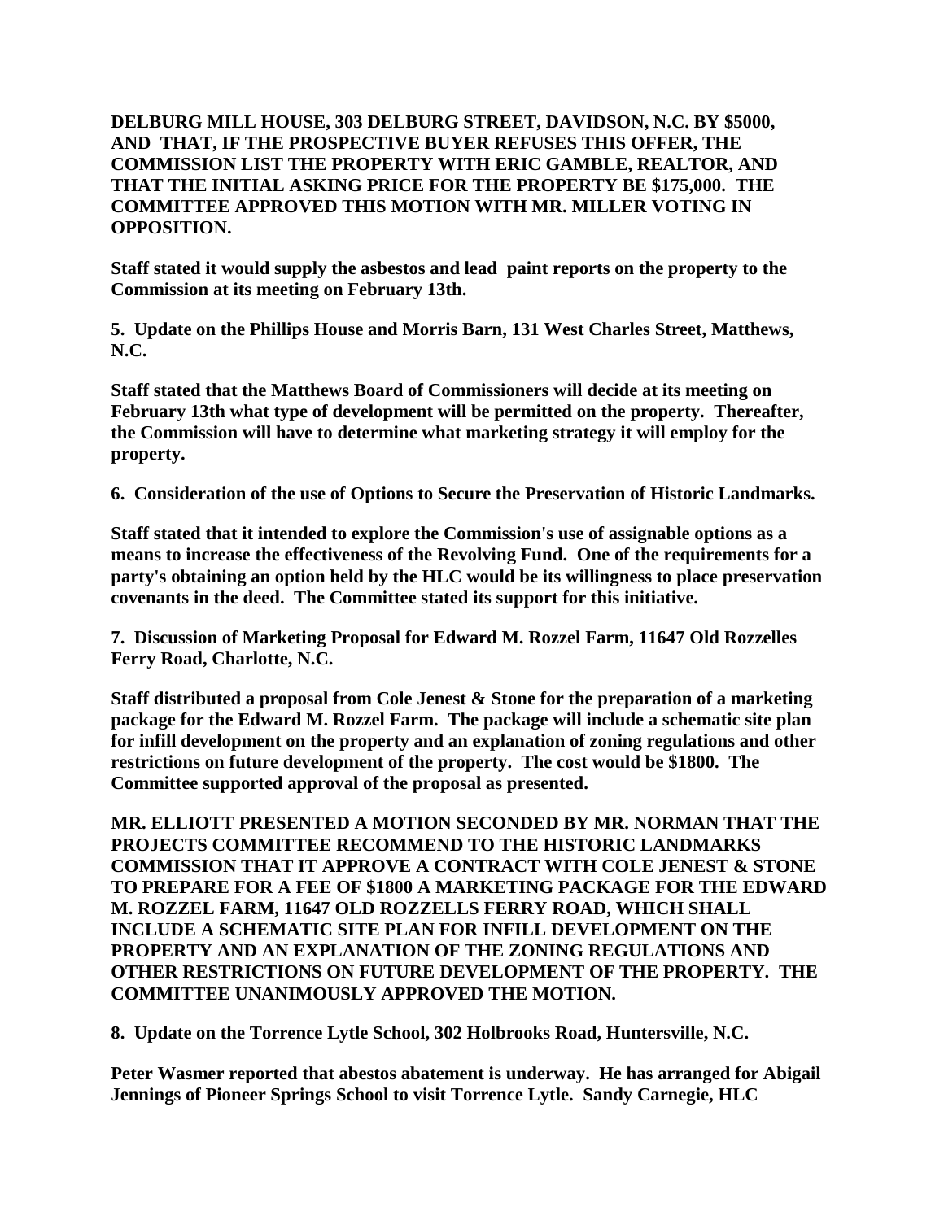**DELBURG MILL HOUSE, 303 DELBURG STREET, DAVIDSON, N.C. BY $5000, AND THAT, IF THE PROSPECTIVE BUYER REFUSES THIS OFFER, THE COMMISSION LIST THE PROPERTY WITH ERIC GAMBLE, REALTOR, AND THAT THE INITIAL ASKING PRICE FOR THE PROPERTY BE $175,000. THE COMMITTEE APPROVED THIS MOTION WITH MR. MILLER VOTING IN OPPOSITION.**

**Staff stated it would supply the asbestos and lead paint reports on the property to the Commission at its meeting on February 13th.**

**5. Update on the Phillips House and Morris Barn, 131 West Charles Street, Matthews, N.C.**

**Staff stated that the Matthews Board of Commissioners will decide at its meeting on February 13th what type of development will be permitted on the property. Thereafter, the Commission will have to determine what marketing strategy it will employ for the property.**

**6. Consideration of the use of Options to Secure the Preservation of Historic Landmarks.**

**Staff stated that it intended to explore the Commission's use of assignable options as a means to increase the effectiveness of the Revolving Fund. One of the requirements for a party's obtaining an option held by the HLC would be its willingness to place preservation covenants in the deed. The Committee stated its support for this initiative.**

**7. Discussion of Marketing Proposal for Edward M. Rozzel Farm, 11647 Old Rozzelles Ferry Road, Charlotte, N.C.**

**Staff distributed a proposal from Cole Jenest & Stone for the preparation of a marketing package for the Edward M. Rozzel Farm. The package will include a schematic site plan for infill development on the property and an explanation of zoning regulations and other restrictions on future development of the property. The cost would be $1800. The Committee supported approval of the proposal as presented.**

**MR. ELLIOTT PRESENTED A MOTION SECONDED BY MR. NORMAN THAT THE PROJECTS COMMITTEE RECOMMEND TO THE HISTORIC LANDMARKS COMMISSION THAT IT APPROVE A CONTRACT WITH COLE JENEST & STONE TO PREPARE FOR A FEE OF $1800 A MARKETING PACKAGE FOR THE EDWARD M. ROZZEL FARM, 11647 OLD ROZZELLS FERRY ROAD, WHICH SHALL INCLUDE A SCHEMATIC SITE PLAN FOR INFILL DEVELOPMENT ON THE PROPERTY AND AN EXPLANATION OF THE ZONING REGULATIONS AND OTHER RESTRICTIONS ON FUTURE DEVELOPMENT OF THE PROPERTY. THE COMMITTEE UNANIMOUSLY APPROVED THE MOTION.**

**8. Update on the Torrence Lytle School, 302 Holbrooks Road, Huntersville, N.C.**

**Peter Wasmer reported that abestos abatement is underway. He has arranged for Abigail Jennings of Pioneer Springs School to visit Torrence Lytle. Sandy Carnegie, HLC**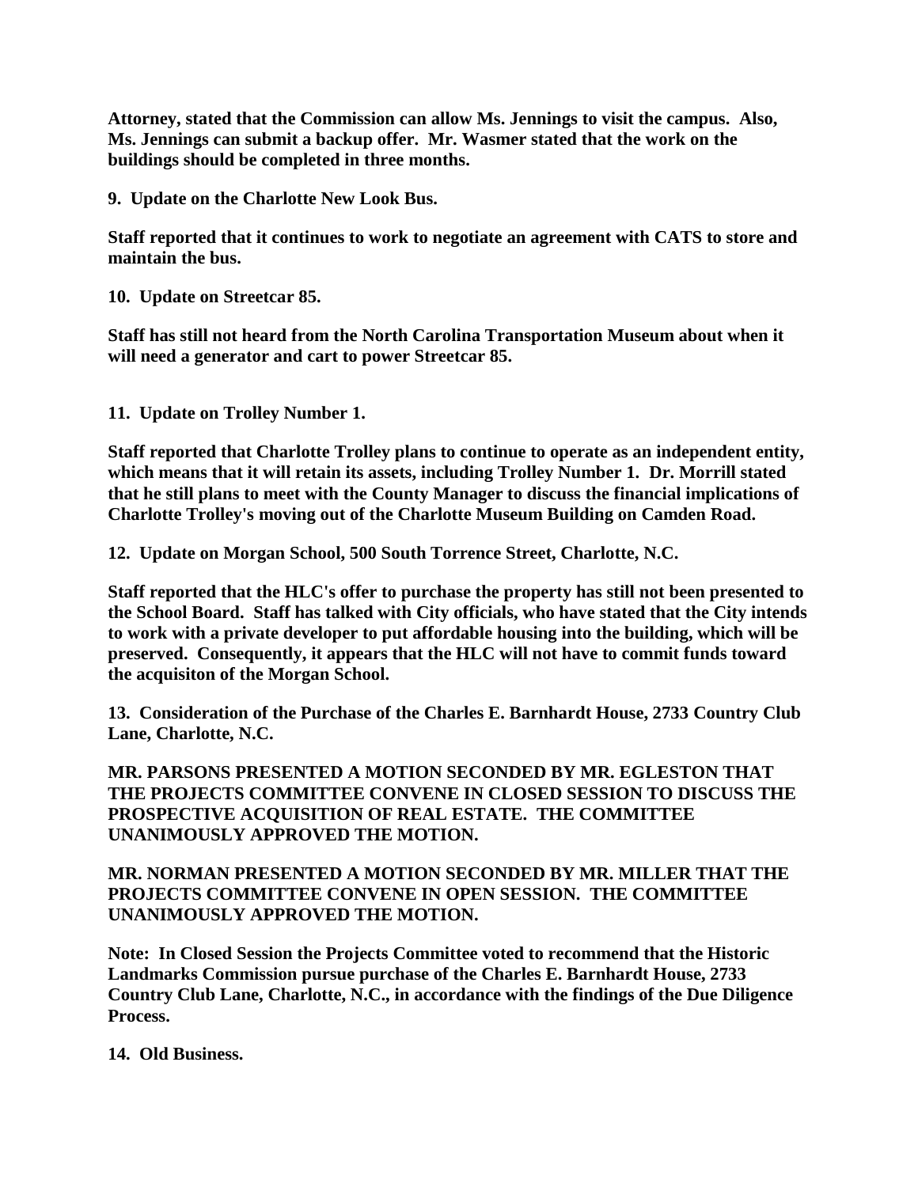**Attorney, stated that the Commission can allow Ms. Jennings to visit the campus. Also, Ms. Jennings can submit a backup offer. Mr. Wasmer stated that the work on the buildings should be completed in three months.**

**9. Update on the Charlotte New Look Bus.**

**Staff reported that it continues to work to negotiate an agreement with CATS to store and maintain the bus.**

**10. Update on Streetcar 85.**

**Staff has still not heard from the North Carolina Transportation Museum about when it will need a generator and cart to power Streetcar 85.**

**11. Update on Trolley Number 1.**

**Staff reported that Charlotte Trolley plans to continue to operate as an independent entity, which means that it will retain its assets, including Trolley Number 1. Dr. Morrill stated that he still plans to meet with the County Manager to discuss the financial implications of Charlotte Trolley's moving out of the Charlotte Museum Building on Camden Road.**

**12. Update on Morgan School, 500 South Torrence Street, Charlotte, N.C.**

**Staff reported that the HLC's offer to purchase the property has still not been presented to the School Board. Staff has talked with City officials, who have stated that the City intends to work with a private developer to put affordable housing into the building, which will be preserved. Consequently, it appears that the HLC will not have to commit funds toward the acquisiton of the Morgan School.**

**13. Consideration of the Purchase of the Charles E. Barnhardt House, 2733 Country Club Lane, Charlotte, N.C.**

**MR. PARSONS PRESENTED A MOTION SECONDED BY MR. EGLESTON THAT THE PROJECTS COMMITTEE CONVENE IN CLOSED SESSION TO DISCUSS THE PROSPECTIVE ACQUISITION OF REAL ESTATE. THE COMMITTEE UNANIMOUSLY APPROVED THE MOTION.**

**MR. NORMAN PRESENTED A MOTION SECONDED BY MR. MILLER THAT THE PROJECTS COMMITTEE CONVENE IN OPEN SESSION. THE COMMITTEE UNANIMOUSLY APPROVED THE MOTION.**

**Note: In Closed Session the Projects Committee voted to recommend that the Historic Landmarks Commission pursue purchase of the Charles E. Barnhardt House, 2733 Country Club Lane, Charlotte, N.C., in accordance with the findings of the Due Diligence Process.**

**14. Old Business.**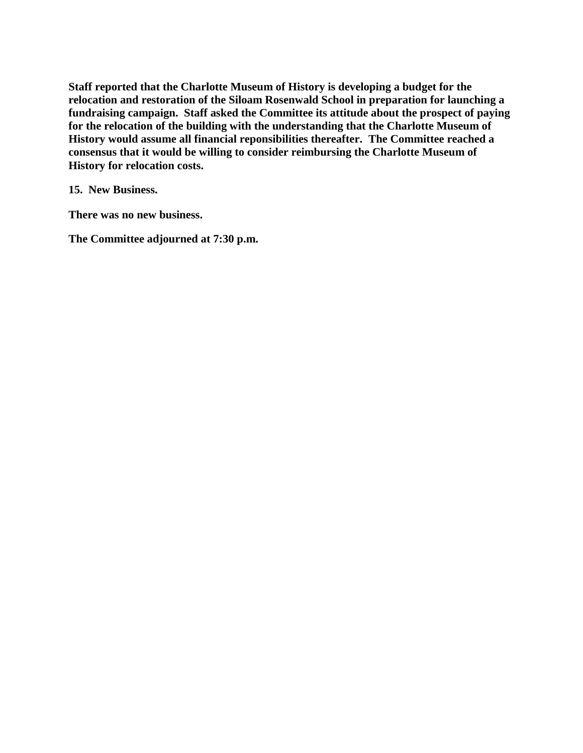**Staff reported that the Charlotte Museum of History is developing a budget for the relocation and restoration of the Siloam Rosenwald School in preparation for launching a fundraising campaign. Staff asked the Committee its attitude about the prospect of paying for the relocation of the building with the understanding that the Charlotte Museum of History would assume all financial reponsibilities thereafter. The Committee reached a consensus that it would be willing to consider reimbursing the Charlotte Museum of History for relocation costs.**

**15. New Business.**

**There was no new business.**

**The Committee adjourned at 7:30 p.m.**